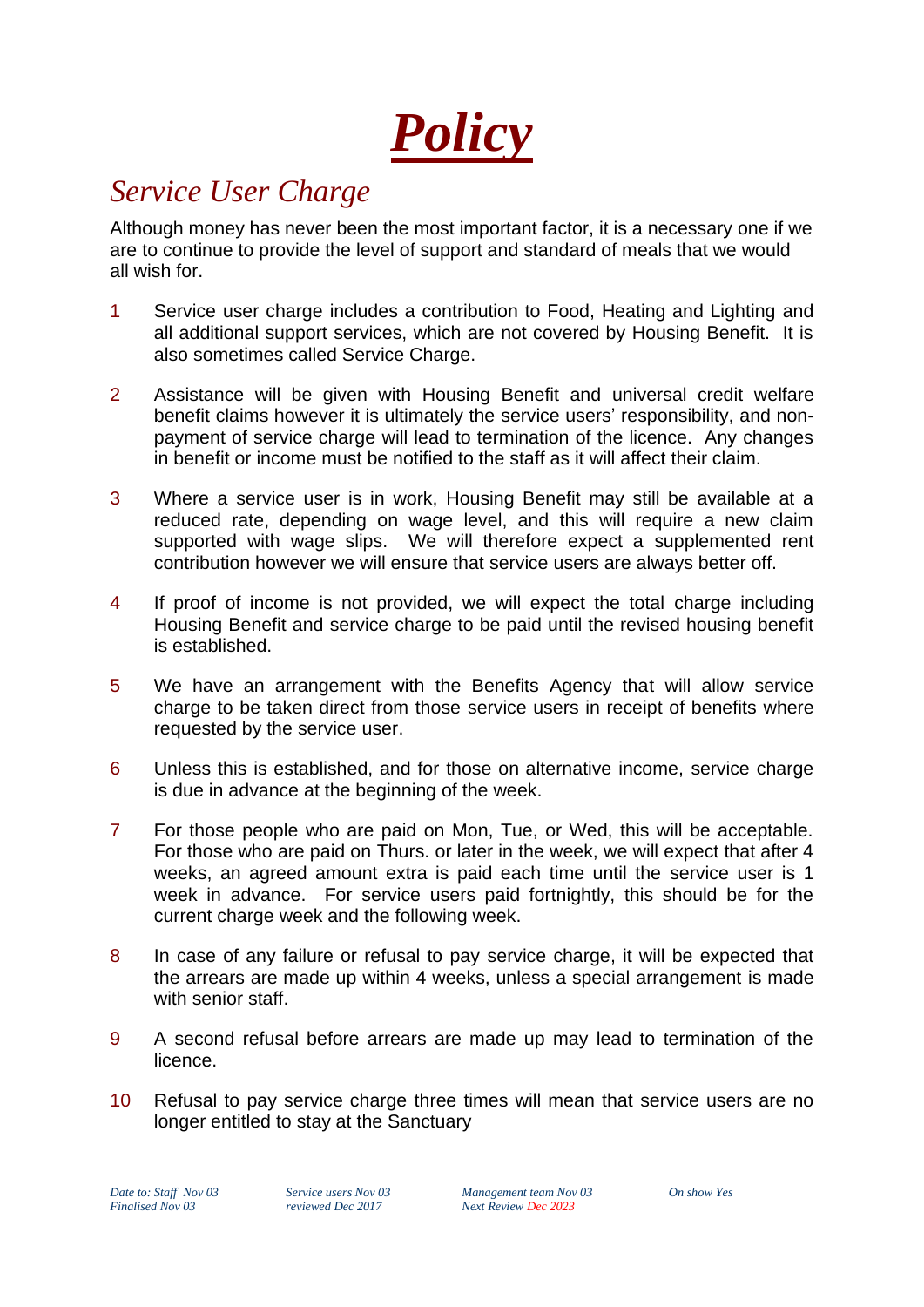# ***Policy***

## *Service User Charge*

Although money has never been the most important factor, it is a necessary one if we are to continue to provide the level of support and standard of meals that we would all wish for.

1. Service user charge includes a contribution to Food, Heating and Lighting and all additional support services, which are not covered by Housing Benefit. It is also sometimes called Service Charge.

2. Assistance will be given with Housing Benefit and universal credit welfare benefit claims however it is ultimately the service users' responsibility, and non-payment of service charge will lead to termination of the licence. Any changes in benefit or income must be notified to the staff as it will affect their claim.

3. Where a service user is in work, Housing Benefit may still be available at a reduced rate, depending on wage level, and this will require a new claim supported with wage slips. We will therefore expect a supplemented rent contribution however we will ensure that service users are always better off.

4. If proof of income is not provided, we will expect the total charge including Housing Benefit and service charge to be paid until the revised housing benefit is established.

5. We have an arrangement with the Benefits Agency that will allow service charge to be taken direct from those service users in receipt of benefits where requested by the service user.

6. Unless this is established, and for those on alternative income, service charge is due in advance at the beginning of the week.

7. For those people who are paid on Mon, Tue, or Wed, this will be acceptable. For those who are paid on Thurs. or later in the week, we will expect that after 4 weeks, an agreed amount extra is paid each time until the service user is 1 week in advance. For service users paid fortnightly, this should be for the current charge week and the following week.

8. In case of any failure or refusal to pay service charge, it will be expected that the arrears are made up within 4 weeks, unless a special arrangement is made with senior staff.

9. A second refusal before arrears are made up may lead to termination of the licence.

10. Refusal to pay service charge three times will mean that service users are no longer entitled to stay at the Sanctuary

*Date to: Staff Nov 03* *Finalised Nov 03* | *Service users Nov 03* *reviewed Dec 2017* | *Management team Nov 03* *Next Review Dec 2023* | *On show Yes*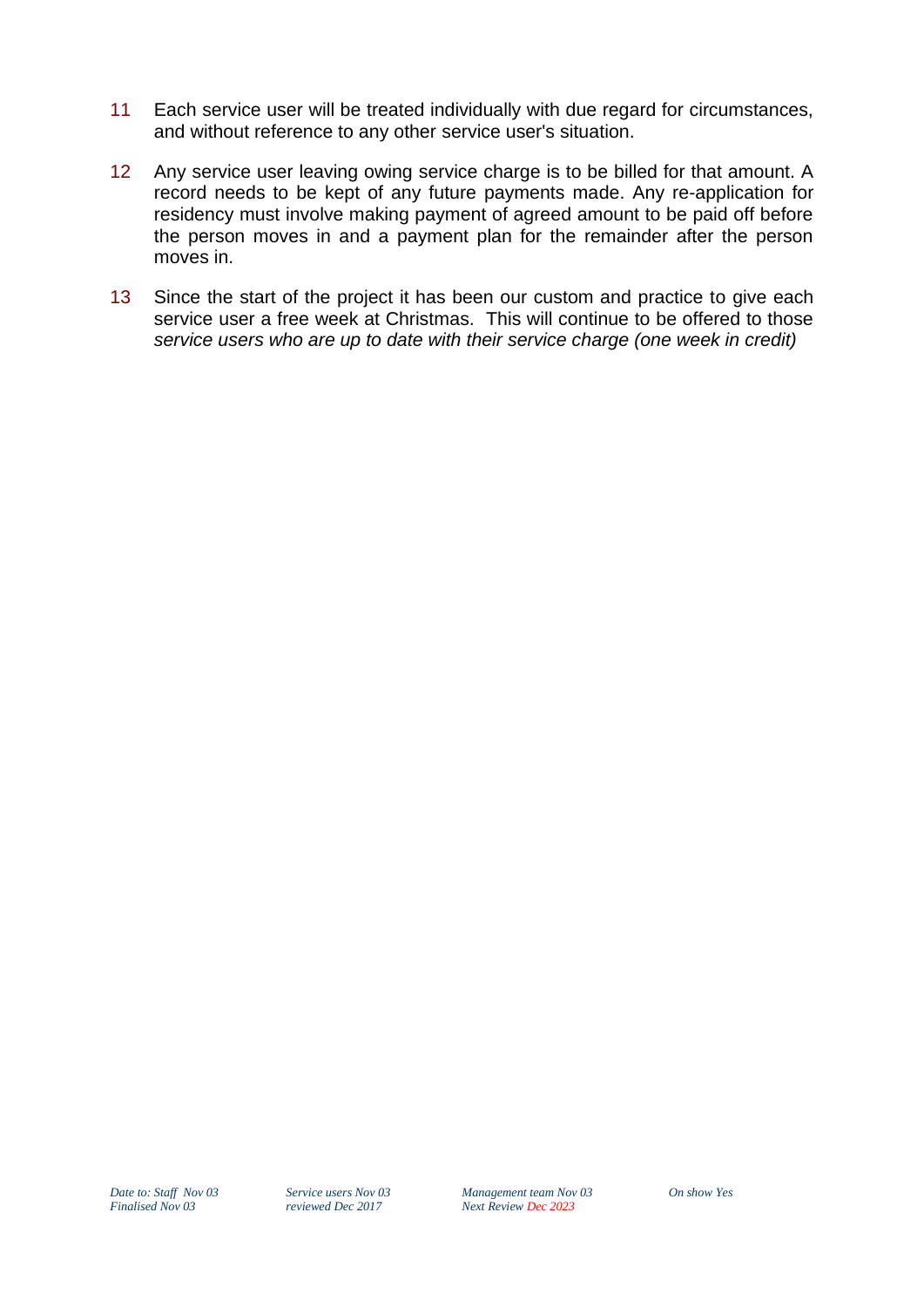11 Each service user will be treated individually with due regard for circumstances, and without reference to any other service user's situation.

12 Any service user leaving owing service charge is to be billed for that amount. A record needs to be kept of any future payments made. Any re-application for residency must involve making payment of agreed amount to be paid off before the person moves in and a payment plan for the remainder after the person moves in.

13 Since the start of the project it has been our custom and practice to give each service user a free week at Christmas. This will continue to be offered to those *service users who are up to date with their service charge (one week in credit)*

| | | | |
|---|---|---|---|
| *Date to: Staff Nov 03* | *Service users Nov 03* | *Management team Nov 03* | *On show Yes* |
| *Finalised Nov 03* | *reviewed Dec 2017* | *Next Review Dec 2023* | |